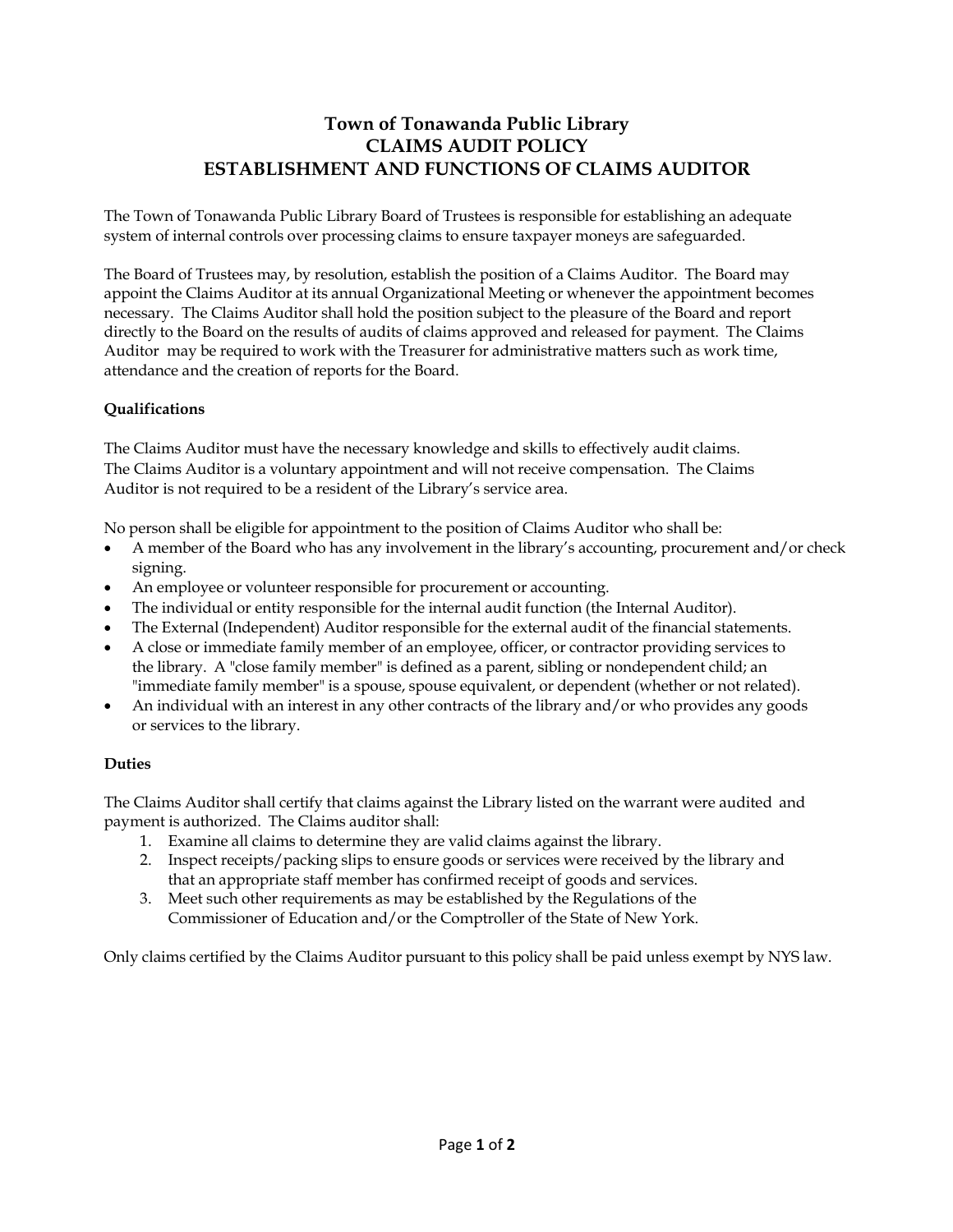# Town of Tonawanda Public Library
## CLAIMS AUDIT POLICY
## ESTABLISHMENT AND FUNCTIONS OF CLAIMS AUDITOR

The Town of Tonawanda Public Library Board of Trustees is responsible for establishing an adequate system of internal controls over processing claims to ensure taxpayer moneys are safeguarded.

The Board of Trustees may, by resolution, establish the position of a Claims Auditor. The Board may appoint the Claims Auditor at its annual Organizational Meeting or whenever the appointment becomes necessary. The Claims Auditor shall hold the position subject to the pleasure of the Board and report directly to the Board on the results of audits of claims approved and released for payment. The Claims Auditor may be required to work with the Treasurer for administrative matters such as work time, attendance and the creation of reports for the Board.

### Qualifications

The Claims Auditor must have the necessary knowledge and skills to effectively audit claims. The Claims Auditor is a voluntary appointment and will not receive compensation. The Claims Auditor is not required to be a resident of the Library's service area.

No person shall be eligible for appointment to the position of Claims Auditor who shall be:

- A member of the Board who has any involvement in the library's accounting, procurement and/or check signing.
- An employee or volunteer responsible for procurement or accounting.
- The individual or entity responsible for the internal audit function (the Internal Auditor).
- The External (Independent) Auditor responsible for the external audit of the financial statements.
- A close or immediate family member of an employee, officer, or contractor providing services to the library. A "close family member" is defined as a parent, sibling or nondependent child; an "immediate family member" is a spouse, spouse equivalent, or dependent (whether or not related).
- An individual with an interest in any other contracts of the library and/or who provides any goods or services to the library.

### Duties

The Claims Auditor shall certify that claims against the Library listed on the warrant were audited and payment is authorized. The Claims auditor shall:

1. Examine all claims to determine they are valid claims against the library.
2. Inspect receipts/packing slips to ensure goods or services were received by the library and that an appropriate staff member has confirmed receipt of goods and services.
3. Meet such other requirements as may be established by the Regulations of the Commissioner of Education and/or the Comptroller of the State of New York.

Only claims certified by the Claims Auditor pursuant to this policy shall be paid unless exempt by NYS law.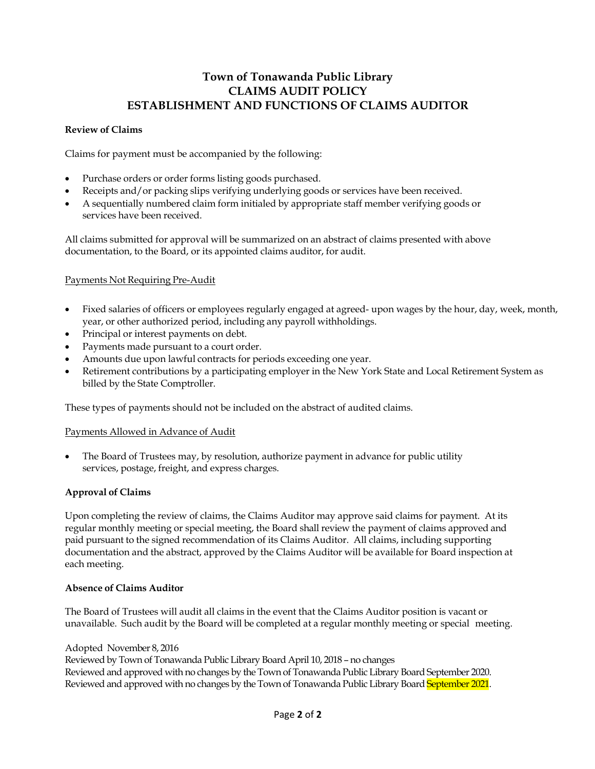# Town of Tonawanda Public Library
# CLAIMS AUDIT POLICY
# ESTABLISHMENT AND FUNCTIONS OF CLAIMS AUDITOR

**Review of Claims**

Claims for payment must be accompanied by the following:

- Purchase orders or order forms listing goods purchased.
- Receipts and/or packing slips verifying underlying goods or services have been received.
- A sequentially numbered claim form initialed by appropriate staff member verifying goods or services have been received.

All claims submitted for approval will be summarized on an abstract of claims presented with above documentation, to the Board, or its appointed claims auditor, for audit.

Payments Not Requiring Pre-Audit

- Fixed salaries of officers or employees regularly engaged at agreed- upon wages by the hour, day, week, month, year, or other authorized period, including any payroll withholdings.
- Principal or interest payments on debt.
- Payments made pursuant to a court order.
- Amounts due upon lawful contracts for periods exceeding one year.
- Retirement contributions by a participating employer in the New York State and Local Retirement System as billed by the State Comptroller.

These types of payments should not be included on the abstract of audited claims.

Payments Allowed in Advance of Audit

- The Board of Trustees may, by resolution, authorize payment in advance for public utility services, postage, freight, and express charges.

**Approval of Claims**

Upon completing the review of claims, the Claims Auditor may approve said claims for payment. At its regular monthly meeting or special meeting, the Board shall review the payment of claims approved and paid pursuant to the signed recommendation of its Claims Auditor. All claims, including supporting documentation and the abstract, approved by the Claims Auditor will be available for Board inspection at each meeting.

**Absence of Claims Auditor**

The Board of Trustees will audit all claims in the event that the Claims Auditor position is vacant or unavailable. Such audit by the Board will be completed at a regular monthly meeting or special meeting.

Adopted November 8, 2016
Reviewed by Town of Tonawanda Public Library Board April 10, 2018 – no changes
Reviewed and approved with no changes by the Town of Tonawanda Public Library Board September 2020.
Reviewed and approved with no changes by the Town of Tonawanda Public Library Board September 2021.